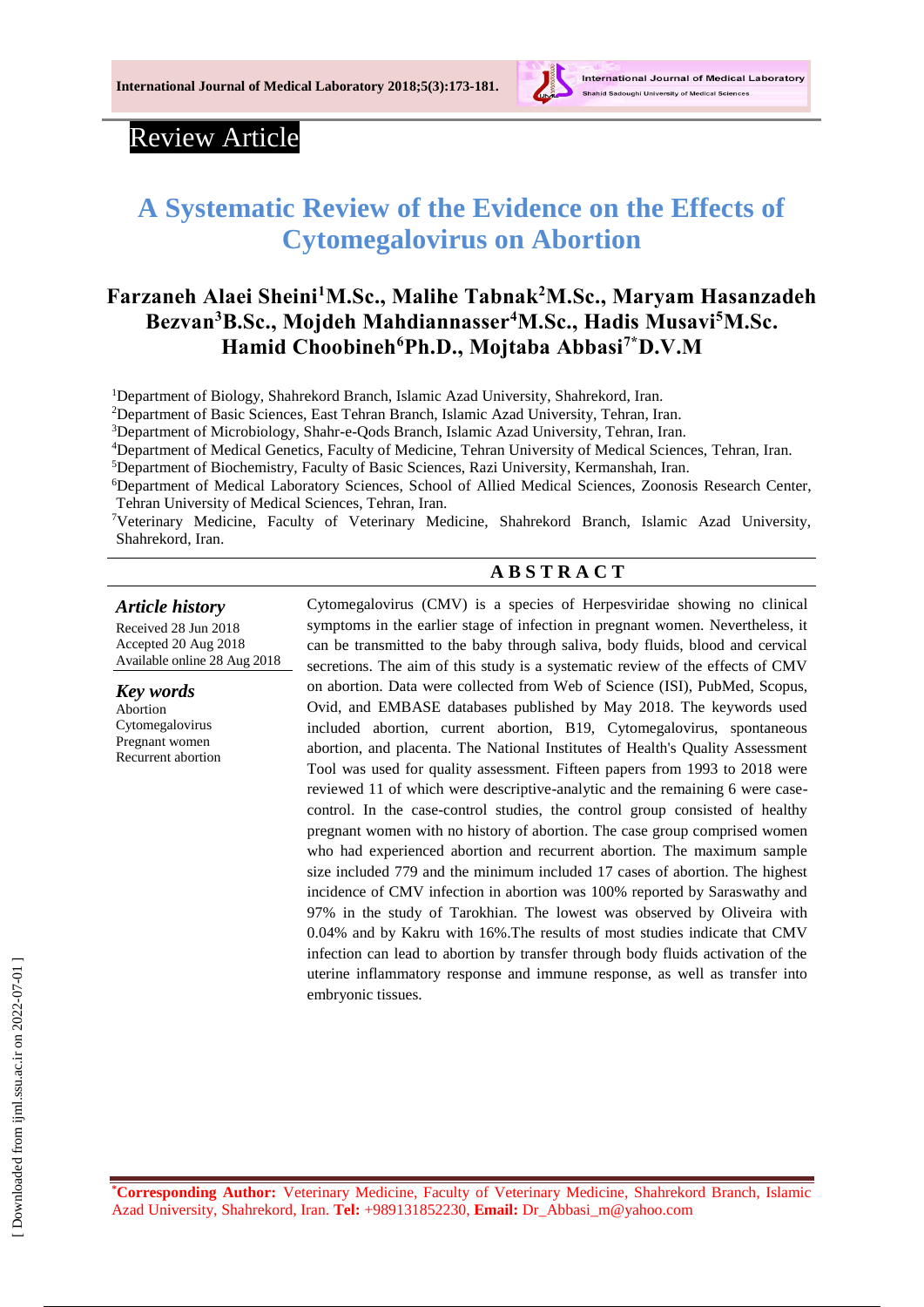Review Article

# A Systematic Review of the Evidence on the Effects of Cytomegalovirus on Abortion

**Farzaneh Alaei Sheini[1]M.Sc., Malihe Tabnak[2]M.Sc., Maryam Hasanzadeh Bezvan[3]B.Sc., Mojdeh Mahdiannasser[4]M.Sc., Hadis Musavi[5]M.Sc. Hamid Choobineh[6]Ph.D., Mojtaba Abbasi[7*]D.V.M**

[1]Department of Biology, Shahrekord Branch, Islamic Azad University, Shahrekord, Iran.
[2]Department of Basic Sciences, East Tehran Branch, Islamic Azad University, Tehran, Iran.
[3]Department of Microbiology, Shahr-e-Qods Branch, Islamic Azad University, Tehran, Iran.
[4]Department of Medical Genetics, Faculty of Medicine, Tehran University of Medical Sciences, Tehran, Iran.
[5]Department of Biochemistry, Faculty of Basic Sciences, Razi University, Kermanshah, Iran.
[6]Department of Medical Laboratory Sciences, School of Allied Medical Sciences, Zoonosis Research Center, Tehran University of Medical Sciences, Tehran, Iran.
[7]Veterinary Medicine, Faculty of Veterinary Medicine, Shahrekord Branch, Islamic Azad University, Shahrekord, Iran.

***Article history***

Received 28 Jun 2018
Accepted 20 Aug 2018
Available online 28 Aug 2018

***Key words***

Abortion
Cytomegalovirus
Pregnant women
Recurrent abortion

## ABSTRACT

Cytomegalovirus (CMV) is a species of Herpesviridae showing no clinical symptoms in the earlier stage of infection in pregnant women. Nevertheless, it can be transmitted to the baby through saliva, body fluids, blood and cervical secretions. The aim of this study is a systematic review of the effects of CMV on abortion. Data were collected from Web of Science (ISI), PubMed, Scopus, Ovid, and EMBASE databases published by May 2018. The keywords used included abortion, current abortion, B19, Cytomegalovirus, spontaneous abortion, and placenta. The National Institutes of Health's Quality Assessment Tool was used for quality assessment. Fifteen papers from 1993 to 2018 were reviewed 11 of which were descriptive-analytic and the remaining 6 were case-control. In the case-control studies, the control group consisted of healthy pregnant women with no history of abortion. The case group comprised women who had experienced abortion and recurrent abortion. The maximum sample size included 779 and the minimum included 17 cases of abortion. The highest incidence of CMV infection in abortion was 100% reported by Saraswathy and 97% in the study of Tarokhian. The lowest was observed by Oliveira with 0.04% and by Kakru with 16%.The results of most studies indicate that CMV infection can lead to abortion by transfer through body fluids activation of the uterine inflammatory response and immune response, as well as transfer into embryonic tissues.

**\*Corresponding Author:** Veterinary Medicine, Faculty of Veterinary Medicine, Shahrekord Branch, Islamic Azad University, Shahrekord, Iran. **Tel:** +989131852230, **Email:** Dr_Abbasi_m@yahoo.com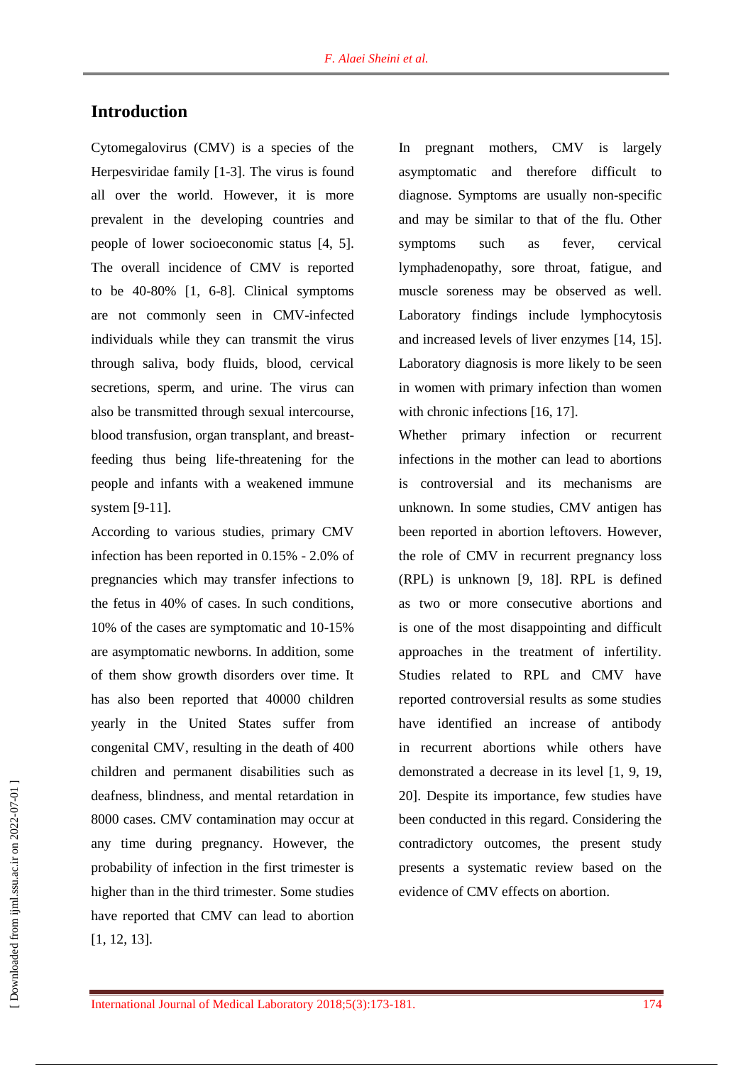## Introduction

Cytomegalovirus (CMV) is a species of the Herpesviridae family [1-3]. The virus is found all over the world. However, it is more prevalent in the developing countries and people of lower socioeconomic status [4, 5]. The overall incidence of CMV is reported to be 40-80% [1, 6-8]. Clinical symptoms are not commonly seen in CMV-infected individuals while they can transmit the virus through saliva, body fluids, blood, cervical secretions, sperm, and urine. The virus can also be transmitted through sexual intercourse, blood transfusion, organ transplant, and breast-feeding thus being life-threatening for the people and infants with a weakened immune system [9-11].

According to various studies, primary CMV infection has been reported in 0.15% - 2.0% of pregnancies which may transfer infections to the fetus in 40% of cases. In such conditions, 10% of the cases are symptomatic and 10-15% are asymptomatic newborns. In addition, some of them show growth disorders over time. It has also been reported that 40000 children yearly in the United States suffer from congenital CMV, resulting in the death of 400 children and permanent disabilities such as deafness, blindness, and mental retardation in 8000 cases. CMV contamination may occur at any time during pregnancy. However, the probability of infection in the first trimester is higher than in the third trimester. Some studies have reported that CMV can lead to abortion [1, 12, 13].

In pregnant mothers, CMV is largely asymptomatic and therefore difficult to diagnose. Symptoms are usually non-specific and may be similar to that of the flu. Other symptoms such as fever, cervical lymphadenopathy, sore throat, fatigue, and muscle soreness may be observed as well. Laboratory findings include lymphocytosis and increased levels of liver enzymes [14, 15]. Laboratory diagnosis is more likely to be seen in women with primary infection than women with chronic infections [16, 17].

Whether primary infection or recurrent infections in the mother can lead to abortions is controversial and its mechanisms are unknown. In some studies, CMV antigen has been reported in abortion leftovers. However, the role of CMV in recurrent pregnancy loss (RPL) is unknown [9, 18]. RPL is defined as two or more consecutive abortions and is one of the most disappointing and difficult approaches in the treatment of infertility. Studies related to RPL and CMV have reported controversial results as some studies have identified an increase of antibody in recurrent abortions while others have demonstrated a decrease in its level [1, 9, 19, 20]. Despite its importance, few studies have been conducted in this regard. Considering the contradictory outcomes, the present study presents a systematic review based on the evidence of CMV effects on abortion.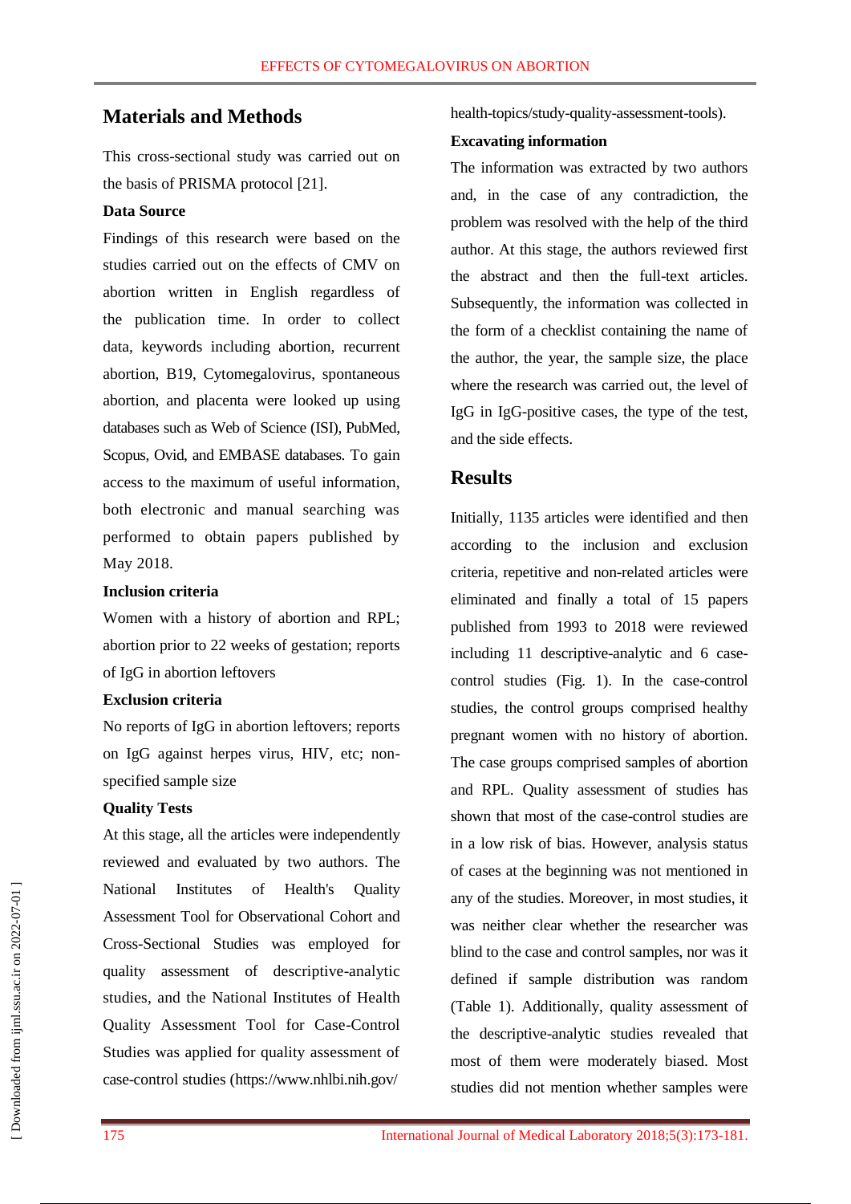## Materials and Methods

This cross-sectional study was carried out on the basis of PRISMA protocol [21].

**Data Source**

Findings of this research were based on the studies carried out on the effects of CMV on abortion written in English regardless of the publication time. In order to collect data, keywords including abortion, recurrent abortion, B19, Cytomegalovirus, spontaneous abortion, and placenta were looked up using databases such as Web of Science (ISI), PubMed, Scopus, Ovid, and EMBASE databases. To gain access to the maximum of useful information, both electronic and manual searching was performed to obtain papers published by May 2018.

**Inclusion criteria**

Women with a history of abortion and RPL; abortion prior to 22 weeks of gestation; reports of IgG in abortion leftovers

**Exclusion criteria**

No reports of IgG in abortion leftovers; reports on IgG against herpes virus, HIV, etc; non-specified sample size

**Quality Tests**

At this stage, all the articles were independently reviewed and evaluated by two authors. The National Institutes of Health's Quality Assessment Tool for Observational Cohort and Cross-Sectional Studies was employed for quality assessment of descriptive-analytic studies, and the National Institutes of Health Quality Assessment Tool for Case-Control Studies was applied for quality assessment of case-control studies (https://www.nhlbi.nih.gov/health-topics/study-quality-assessment-tools).

**Excavating information**

The information was extracted by two authors and, in the case of any contradiction, the problem was resolved with the help of the third author. At this stage, the authors reviewed first the abstract and then the full-text articles. Subsequently, the information was collected in the form of a checklist containing the name of the author, the year, the sample size, the place where the research was carried out, the level of IgG in IgG-positive cases, the type of the test, and the side effects.

## Results

Initially, 1135 articles were identified and then according to the inclusion and exclusion criteria, repetitive and non-related articles were eliminated and finally a total of 15 papers published from 1993 to 2018 were reviewed including 11 descriptive-analytic and 6 case-control studies (Fig. 1). In the case-control studies, the control groups comprised healthy pregnant women with no history of abortion. The case groups comprised samples of abortion and RPL. Quality assessment of studies has shown that most of the case-control studies are in a low risk of bias. However, analysis status of cases at the beginning was not mentioned in any of the studies. Moreover, in most studies, it was neither clear whether the researcher was blind to the case and control samples, nor was it defined if sample distribution was random (Table 1). Additionally, quality assessment of the descriptive-analytic studies revealed that most of them were moderately biased. Most studies did not mention whether samples were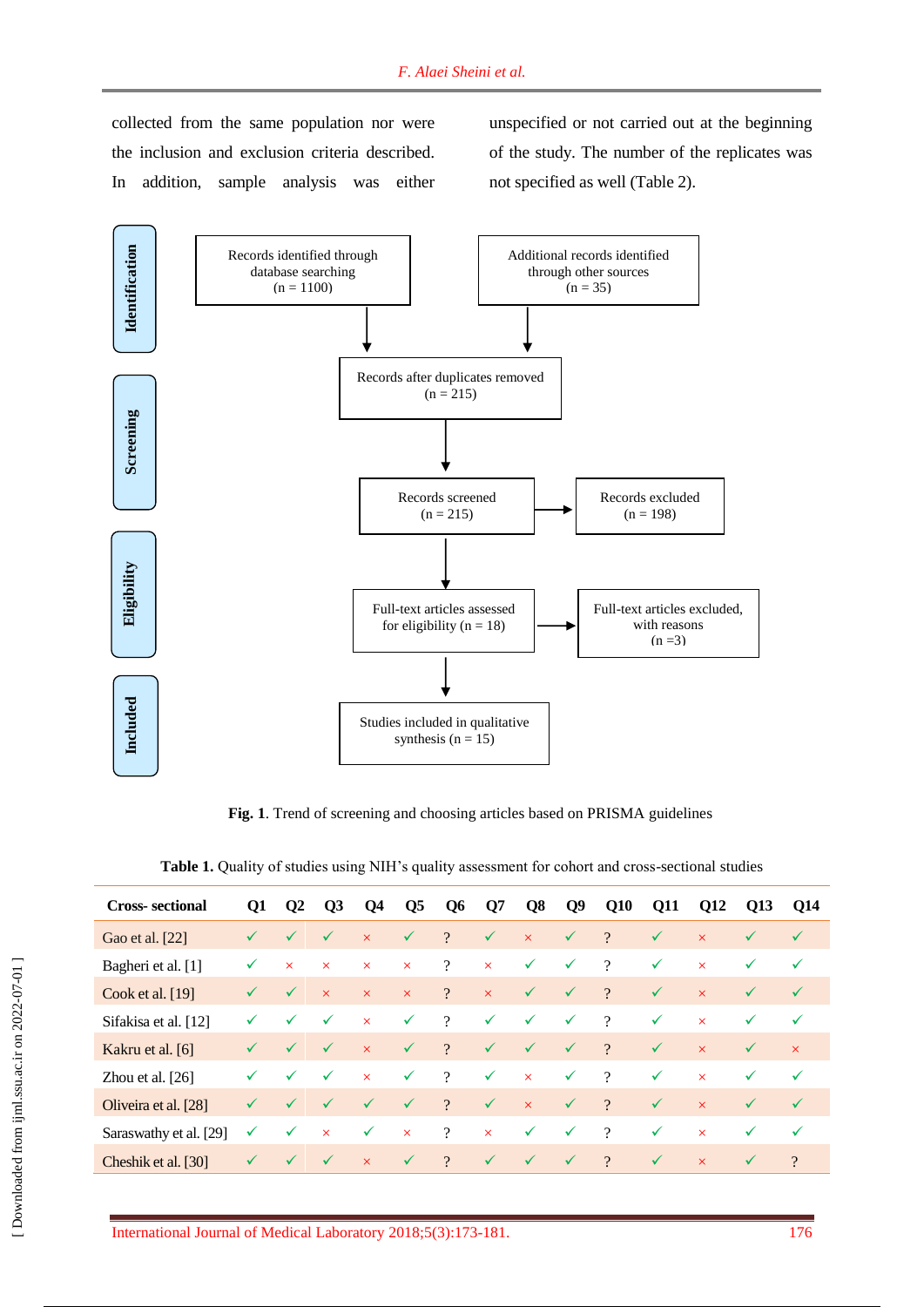collected from the same population nor were the inclusion and exclusion criteria described. In addition, sample analysis was either unspecified or not carried out at the beginning of the study. The number of the replicates was not specified as well (Table 2).

**Identification**

- Records identified through database searching (n = 1100)
- Additional records identified through other sources (n = 35)

**Screening**

- Records after duplicates removed (n = 215)
- Records screened (n = 215)
- Records excluded (n = 198)

**Eligibility**

- Full-text articles assessed for eligibility (n = 18)
- Full-text articles excluded, with reasons (n =3)

**Included**

- Studies included in qualitative synthesis (n = 15)

**Fig. 1**. Trend of screening and choosing articles based on PRISMA guidelines

**Table 1.** Quality of studies using NIH's quality assessment for cohort and cross-sectional studies

| Cross- sectional | Q1 | Q2 | Q3 | Q4 | Q5 | Q6 | Q7 | Q8 | Q9 | Q10 | Q11 | Q12 | Q13 | Q14 |
|---|---|---|---|---|---|---|---|---|---|---|---|---|---|---|
| Gao et al. [22] | ✓ | ✓ | ✓ | × | ✓ | ? | ✓ | × | ✓ | ? | ✓ | × | ✓ | ✓ |
| Bagheri et al. [1] | ✓ | × | × | × | × | ? | × | ✓ | ✓ | ? | ✓ | × | ✓ | ✓ |
| Cook et al. [19] | ✓ | ✓ | × | × | × | ? | × | ✓ | ✓ | ? | ✓ | × | ✓ | ✓ |
| Sifakisa et al. [12] | ✓ | ✓ | ✓ | × | ✓ | ? | ✓ | ✓ | ✓ | ? | ✓ | × | ✓ | ✓ |
| Kakru et al. [6] | ✓ | ✓ | ✓ | × | ✓ | ? | ✓ | ✓ | ✓ | ? | ✓ | × | ✓ | × |
| Zhou et al. [26] | ✓ | ✓ | ✓ | × | ✓ | ? | ✓ | × | ✓ | ? | ✓ | × | ✓ | ✓ |
| Oliveira et al. [28] | ✓ | ✓ | ✓ | ✓ | ✓ | ? | ✓ | × | ✓ | ? | ✓ | × | ✓ | ✓ |
| Saraswathy et al. [29] | ✓ | ✓ | × | ✓ | × | ? | × | ✓ | ✓ | ? | ✓ | × | ✓ | ✓ |
| Cheshik et al. [30] | ✓ | ✓ | ✓ | × | ✓ | ? | ✓ | ✓ | ✓ | ? | ✓ | × | ✓ | ? |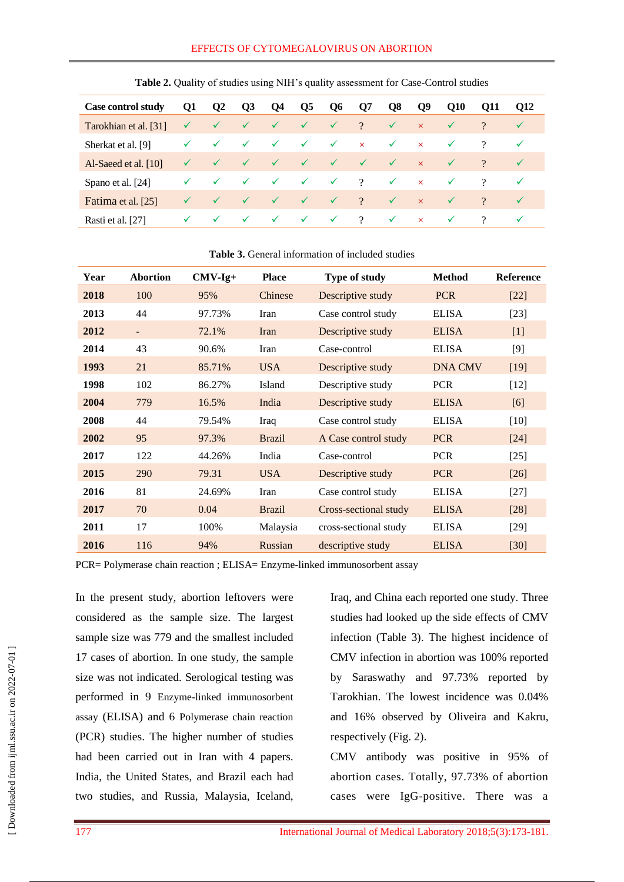**Table 2.** Quality of studies using NIH's quality assessment for Case-Control studies

| Case control study | Q1 | Q2 | Q3 | Q4 | Q5 | Q6 | Q7 | Q8 | Q9 | Q10 | Q11 | Q12 |
|---|---|---|---|---|---|---|---|---|---|---|---|---|
| Tarokhian et al. [31] | ✓ | ✓ | ✓ | ✓ | ✓ | ✓ | ? | ✓ | × | ✓ | ? | ✓ |
| Sherkat et al. [9] | ✓ | ✓ | ✓ | ✓ | ✓ | ✓ | × | ✓ | × | ✓ | ? | ✓ |
| Al-Saeed et al. [10] | ✓ | ✓ | ✓ | ✓ | ✓ | ✓ | ✓ | ✓ | × | ✓ | ? | ✓ |
| Spano et al. [24] | ✓ | ✓ | ✓ | ✓ | ✓ | ✓ | ? | ✓ | × | ✓ | ? | ✓ |
| Fatima et al. [25] | ✓ | ✓ | ✓ | ✓ | ✓ | ✓ | ? | ✓ | × | ✓ | ? | ✓ |
| Rasti et al. [27] | ✓ | ✓ | ✓ | ✓ | ✓ | ✓ | ? | ✓ | × | ✓ | ? | ✓ |

**Table 3.** General information of included studies

| Year | Abortion | CMV-Ig+ | Place | Type of study | Method | Reference |
|---|---|---|---|---|---|---|
| **2018** | 100 | 95% | Chinese | Descriptive study | PCR | [22] |
| **2013** | 44 | 97.73% | Iran | Case control study | ELISA | [23] |
| **2012** | - | 72.1% | Iran | Descriptive study | ELISA | [1] |
| **2014** | 43 | 90.6% | Iran | Case-control | ELISA | [9] |
| **1993** | 21 | 85.71% | USA | Descriptive study | DNA CMV | [19] |
| **1998** | 102 | 86.27% | Island | Descriptive study | PCR | [12] |
| **2004** | 779 | 16.5% | India | Descriptive study | ELISA | [6] |
| **2008** | 44 | 79.54% | Iraq | Case control study | ELISA | [10] |
| **2002** | 95 | 97.3% | Brazil | A Case control study | PCR | [24] |
| **2017** | 122 | 44.26% | India | Case-control | PCR | [25] |
| **2015** | 290 | 79.31 | USA | Descriptive study | PCR | [26] |
| **2016** | 81 | 24.69% | Iran | Case control study | ELISA | [27] |
| **2017** | 70 | 0.04 | Brazil | Cross-sectional study | ELISA | [28] |
| **2011** | 17 | 100% | Malaysia | cross-sectional study | ELISA | [29] |
| **2016** | 116 | 94% | Russian | descriptive study | ELISA | [30] |

PCR= Polymerase chain reaction ; ELISA= Enzyme-linked immunosorbent assay

In the present study, abortion leftovers were considered as the sample size. The largest sample size was 779 and the smallest included 17 cases of abortion. In one study, the sample size was not indicated. Serological testing was performed in 9 Enzyme-linked immunosorbent assay (ELISA) and 6 Polymerase chain reaction (PCR) studies. The higher number of studies had been carried out in Iran with 4 papers. India, the United States, and Brazil each had two studies, and Russia, Malaysia, Iceland, Iraq, and China each reported one study. Three studies had looked up the side effects of CMV infection (Table 3). The highest incidence of CMV infection in abortion was 100% reported by Saraswathy and 97.73% reported by Tarokhian. The lowest incidence was 0.04% and 16% observed by Oliveira and Kakru, respectively (Fig. 2).

CMV antibody was positive in 95% of abortion cases. Totally, 97.73% of abortion cases were IgG-positive. There was a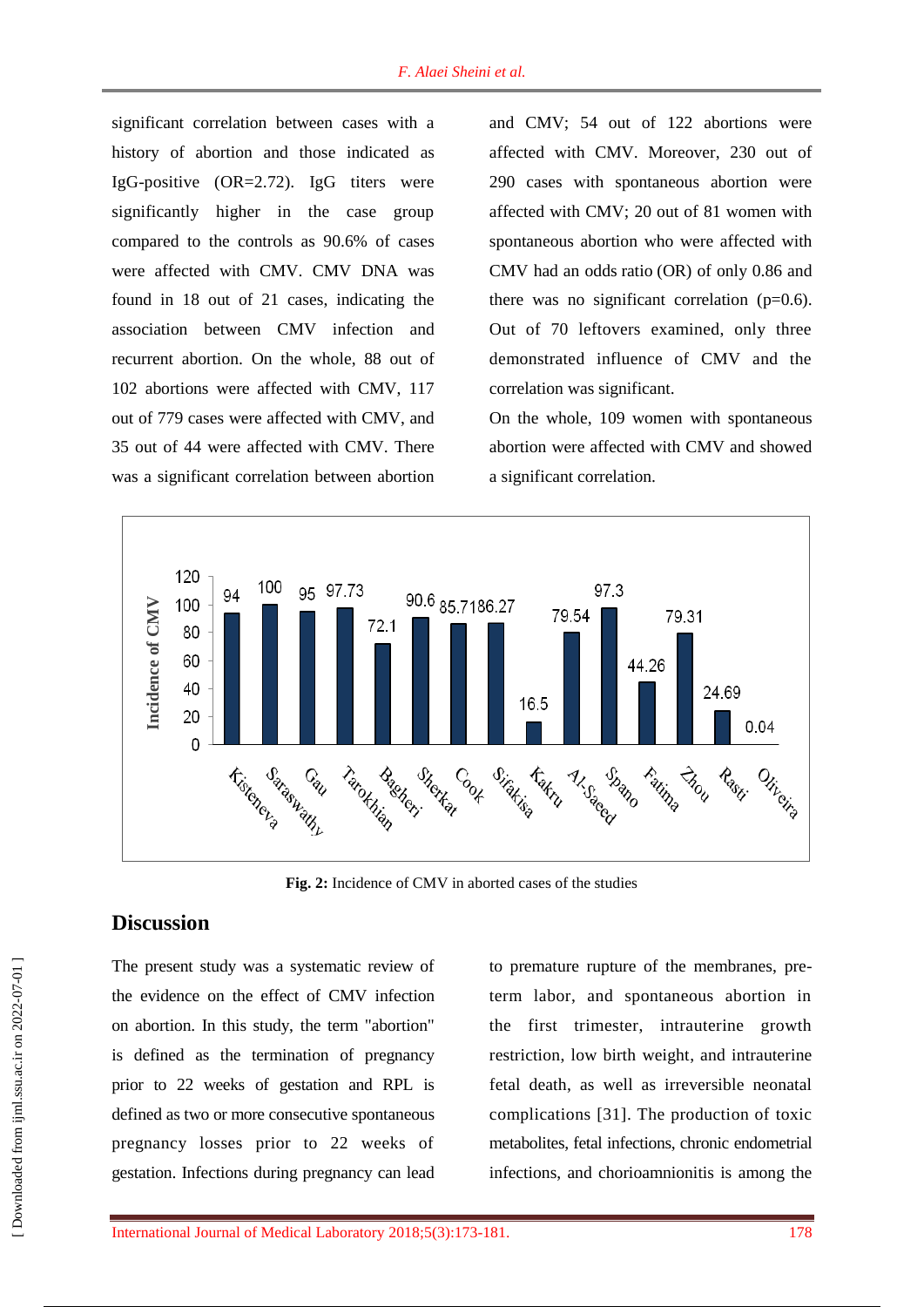significant correlation between cases with a history of abortion and those indicated as IgG-positive (OR=2.72). IgG titers were significantly higher in the case group compared to the controls as 90.6% of cases were affected with CMV. CMV DNA was found in 18 out of 21 cases, indicating the association between CMV infection and recurrent abortion. On the whole, 88 out of 102 abortions were affected with CMV, 117 out of 779 cases were affected with CMV, and 35 out of 44 were affected with CMV. There was a significant correlation between abortion and CMV; 54 out of 122 abortions were affected with CMV. Moreover, 230 out of 290 cases with spontaneous abortion were affected with CMV; 20 out of 81 women with spontaneous abortion who were affected with CMV had an odds ratio (OR) of only 0.86 and there was no significant correlation (p=0.6). Out of 70 leftovers examined, only three demonstrated influence of CMV and the correlation was significant.

On the whole, 109 women with spontaneous abortion were affected with CMV and showed a significant correlation.

**Fig. 2:** Incidence of CMV in aborted cases of the studies

## Discussion

The present study was a systematic review of the evidence on the effect of CMV infection on abortion. In this study, the term "abortion" is defined as the termination of pregnancy prior to 22 weeks of gestation and RPL is defined as two or more consecutive spontaneous pregnancy losses prior to 22 weeks of gestation. Infections during pregnancy can lead to premature rupture of the membranes, pre-term labor, and spontaneous abortion in the first trimester, intrauterine growth restriction, low birth weight, and intrauterine fetal death, as well as irreversible neonatal complications [31]. The production of toxic metabolites, fetal infections, chronic endometrial infections, and chorioamnionitis is among the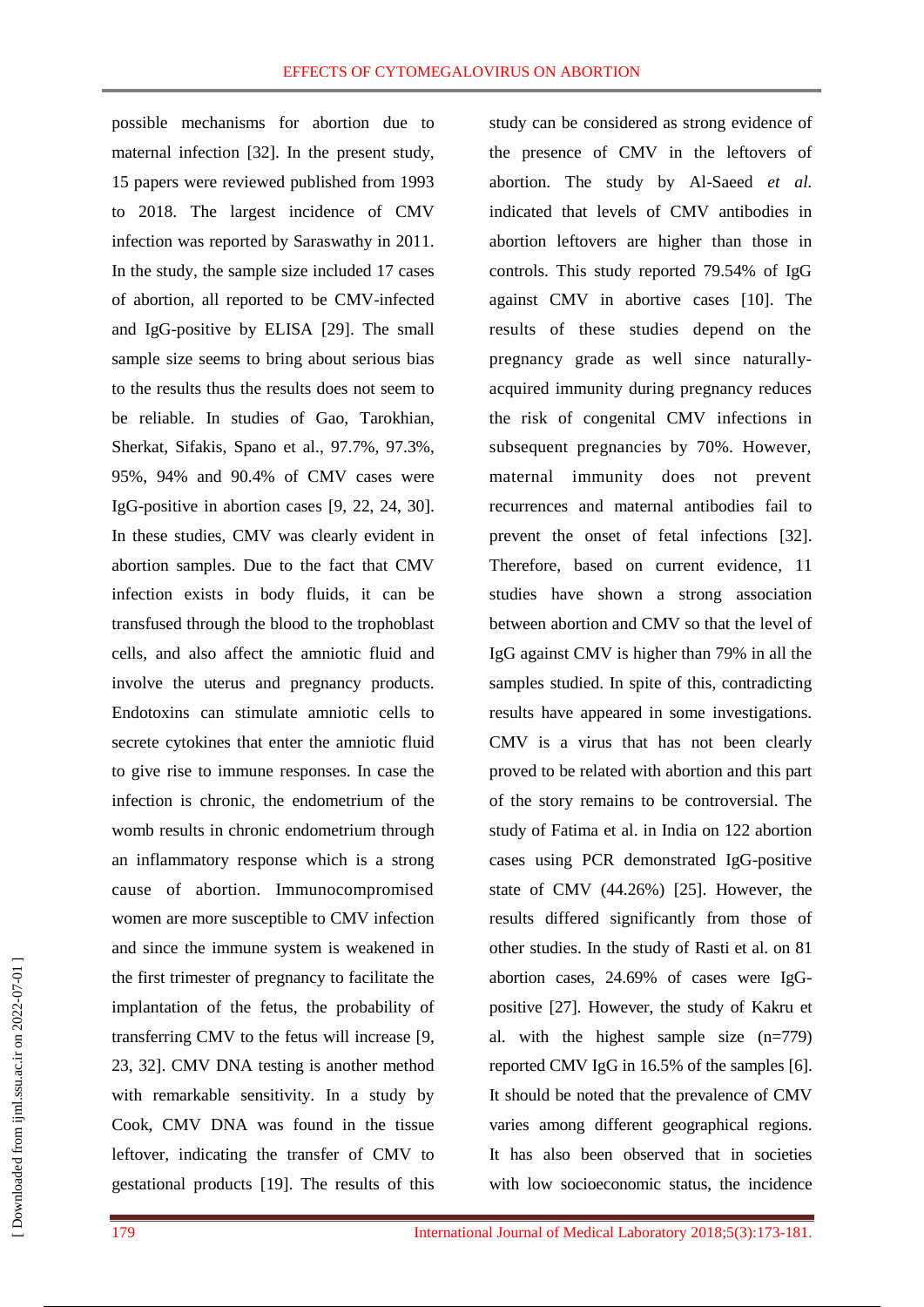possible mechanisms for abortion due to maternal infection [32]. In the present study, 15 papers were reviewed published from 1993 to 2018. The largest incidence of CMV infection was reported by Saraswathy in 2011. In the study, the sample size included 17 cases of abortion, all reported to be CMV-infected and IgG-positive by ELISA [29]. The small sample size seems to bring about serious bias to the results thus the results does not seem to be reliable. In studies of Gao, Tarokhian, Sherkat, Sifakis, Spano et al., 97.7%, 97.3%, 95%, 94% and 90.4% of CMV cases were IgG-positive in abortion cases [9, 22, 24, 30]. In these studies, CMV was clearly evident in abortion samples. Due to the fact that CMV infection exists in body fluids, it can be transfused through the blood to the trophoblast cells, and also affect the amniotic fluid and involve the uterus and pregnancy products. Endotoxins can stimulate amniotic cells to secrete cytokines that enter the amniotic fluid to give rise to immune responses. In case the infection is chronic, the endometrium of the womb results in chronic endometrium through an inflammatory response which is a strong cause of abortion. Immunocompromised women are more susceptible to CMV infection and since the immune system is weakened in the first trimester of pregnancy to facilitate the implantation of the fetus, the probability of transferring CMV to the fetus will increase [9, 23, 32]. CMV DNA testing is another method with remarkable sensitivity. In a study by Cook, CMV DNA was found in the tissue leftover, indicating the transfer of CMV to gestational products [19]. The results of this study can be considered as strong evidence of the presence of CMV in the leftovers of abortion. The study by Al-Saeed *et al.* indicated that levels of CMV antibodies in abortion leftovers are higher than those in controls. This study reported 79.54% of IgG against CMV in abortive cases [10]. The results of these studies depend on the pregnancy grade as well since naturally-acquired immunity during pregnancy reduces the risk of congenital CMV infections in subsequent pregnancies by 70%. However, maternal immunity does not prevent recurrences and maternal antibodies fail to prevent the onset of fetal infections [32]. Therefore, based on current evidence, 11 studies have shown a strong association between abortion and CMV so that the level of IgG against CMV is higher than 79% in all the samples studied. In spite of this, contradicting results have appeared in some investigations. CMV is a virus that has not been clearly proved to be related with abortion and this part of the story remains to be controversial. The study of Fatima et al. in India on 122 abortion cases using PCR demonstrated IgG-positive state of CMV (44.26%) [25]. However, the results differed significantly from those of other studies. In the study of Rasti et al. on 81 abortion cases, 24.69% of cases were IgG-positive [27]. However, the study of Kakru et al. with the highest sample size (n=779) reported CMV IgG in 16.5% of the samples [6]. It should be noted that the prevalence of CMV varies among different geographical regions. It has also been observed that in societies with low socioeconomic status, the incidence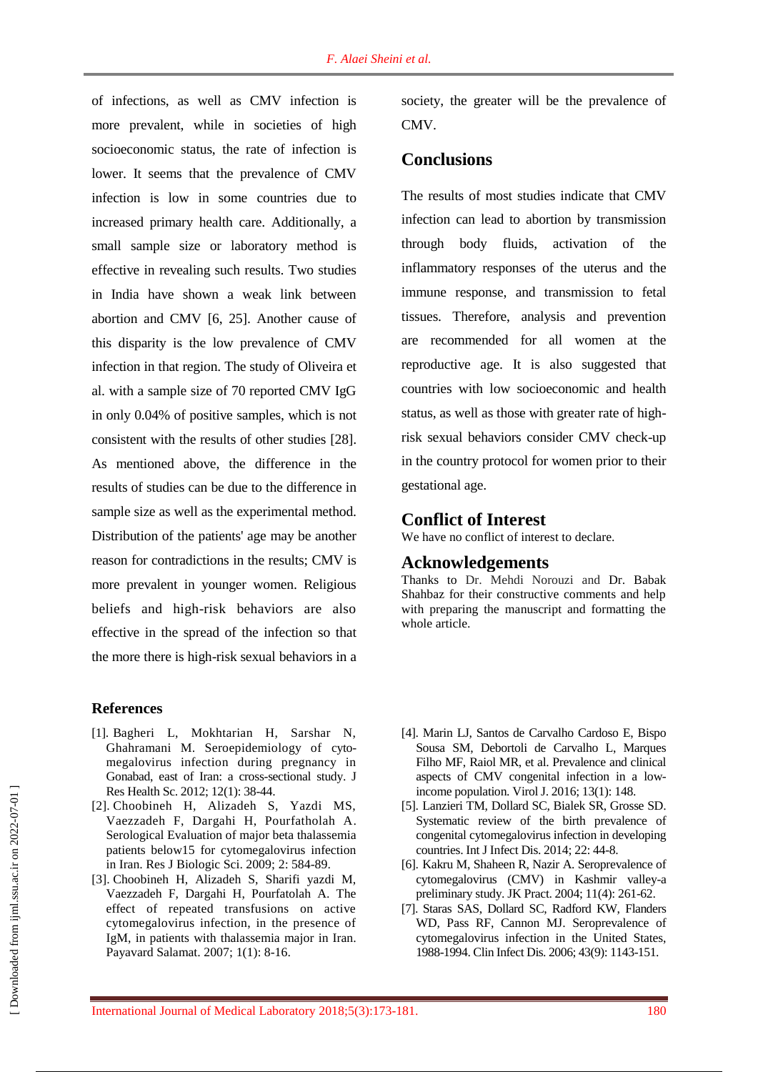of infections, as well as CMV infection is more prevalent, while in societies of high socioeconomic status, the rate of infection is lower. It seems that the prevalence of CMV infection is low in some countries due to increased primary health care. Additionally, a small sample size or laboratory method is effective in revealing such results. Two studies in India have shown a weak link between abortion and CMV [6, 25]. Another cause of this disparity is the low prevalence of CMV infection in that region. The study of Oliveira et al. with a sample size of 70 reported CMV IgG in only 0.04% of positive samples, which is not consistent with the results of other studies [28]. As mentioned above, the difference in the results of studies can be due to the difference in sample size as well as the experimental method. Distribution of the patients' age may be another reason for contradictions in the results; CMV is more prevalent in younger women. Religious beliefs and high-risk behaviors are also effective in the spread of the infection so that the more there is high-risk sexual behaviors in a society, the greater will be the prevalence of CMV.

## Conclusions

The results of most studies indicate that CMV infection can lead to abortion by transmission through body fluids, activation of the inflammatory responses of the uterus and the immune response, and transmission to fetal tissues. Therefore, analysis and prevention are recommended for all women at the reproductive age. It is also suggested that countries with low socioeconomic and health status, as well as those with greater rate of high-risk sexual behaviors consider CMV check-up in the country protocol for women prior to their gestational age.

## Conflict of Interest

We have no conflict of interest to declare.

## Acknowledgements

Thanks to Dr. Mehdi Norouzi and Dr. Babak Shahbaz for their constructive comments and help with preparing the manuscript and formatting the whole article.

## References

[1]. Bagheri L, Mokhtarian H, Sarshar N, Ghahramani M. Seroepidemiology of cytomegalovirus infection during pregnancy in Gonabad, east of Iran: a cross-sectional study. J Res Health Sc. 2012; 12(1): 38-44.

[2]. Choobineh H, Alizadeh S, Yazdi MS, Vaezzadeh F, Dargahi H, Pourfatholah A. Serological Evaluation of major beta thalassemia patients below15 for cytomegalovirus infection in Iran. Res J Biologic Sci. 2009; 2: 584-89.

[3]. Choobineh H, Alizadeh S, Sharifi yazdi M, Vaezzadeh F, Dargahi H, Pourfatolah A. The effect of repeated transfusions on active cytomegalovirus infection, in the presence of IgM, in patients with thalassemia major in Iran. Payavard Salamat. 2007; 1(1): 8-16.

[4]. Marin LJ, Santos de Carvalho Cardoso E, Bispo Sousa SM, Debortoli de Carvalho L, Marques Filho MF, Raiol MR, et al. Prevalence and clinical aspects of CMV congenital infection in a low-income population. Virol J. 2016; 13(1): 148.

[5]. Lanzieri TM, Dollard SC, Bialek SR, Grosse SD. Systematic review of the birth prevalence of congenital cytomegalovirus infection in developing countries. Int J Infect Dis. 2014; 22: 44-8.

[6]. Kakru M, Shaheen R, Nazir A. Seroprevalence of cytomegalovirus (CMV) in Kashmir valley-a preliminary study. JK Pract. 2004; 11(4): 261-62.

[7]. Staras SAS, Dollard SC, Radford KW, Flanders WD, Pass RF, Cannon MJ. Seroprevalence of cytomegalovirus infection in the United States, 1988-1994. Clin Infect Dis. 2006; 43(9): 1143-151.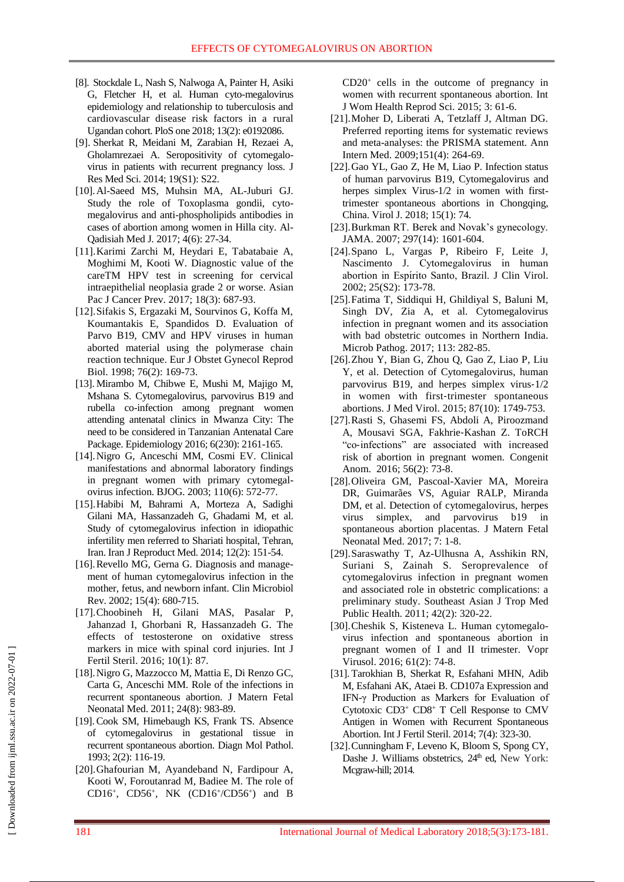[8]. Stockdale L, Nash S, Nalwoga A, Painter H, Asiki G, Fletcher H, et al. Human cyto-megalovirus epidemiology and relationship to tuberculosis and cardiovascular disease risk factors in a rural Ugandan cohort. PloS one 2018; 13(2): e0192086.

[9]. Sherkat R, Meidani M, Zarabian H, Rezaei A, Gholamrezaei A. Seropositivity of cytomegalo-virus in patients with recurrent pregnancy loss. J Res Med Sci. 2014; 19(S1): S22.

[10]. Al-Saeed MS, Muhsin MA, AL-Juburi GJ. Study the role of Toxoplasma gondii, cyto-megalovirus and anti-phospholipids antibodies in cases of abortion among women in Hilla city. Al-Qadisiah Med J. 2017; 4(6): 27-34.

[11]. Karimi Zarchi M, Heydari E, Tabatabaie A, Moghimi M, Kooti W. Diagnostic value of the careTM HPV test in screening for cervical intraepithelial neoplasia grade 2 or worse. Asian Pac J Cancer Prev. 2017; 18(3): 687-93.

[12]. Sifakis S, Ergazaki M, Sourvinos G, Koffa M, Koumantakis E, Spandidos D. Evaluation of Parvo B19, CMV and HPV viruses in human aborted material using the polymerase chain reaction technique. Eur J Obstet Gynecol Reprod Biol. 1998; 76(2): 169-73.

[13]. Mirambo M, Chibwe E, Mushi M, Majigo M, Mshana S. Cytomegalovirus, parvovirus B19 and rubella co-infection among pregnant women attending antenatal clinics in Mwanza City: The need to be considered in Tanzanian Antenatal Care Package. Epidemiology 2016; 6(230): 2161-165.

[14]. Nigro G, Anceschi MM, Cosmi EV. Clinical manifestations and abnormal laboratory findings in pregnant women with primary cytomegal-ovirus infection. BJOG. 2003; 110(6): 572-77.

[15]. Habibi M, Bahrami A, Morteza A, Sadighi Gilani MA, Hassanzadeh G, Ghadami M, et al. Study of cytomegalovirus infection in idiopathic infertility men referred to Shariati hospital, Tehran, Iran. Iran J Reproduct Med. 2014; 12(2): 151-54.

[16]. Revello MG, Gerna G. Diagnosis and manage-ment of human cytomegalovirus infection in the mother, fetus, and newborn infant. Clin Microbiol Rev. 2002; 15(4): 680-715.

[17]. Choobineh H, Gilani MAS, Pasalar P, Jahanzad I, Ghorbani R, Hassanzadeh G. The effects of testosterone on oxidative stress markers in mice with spinal cord injuries. Int J Fertil Steril. 2016; 10(1): 87.

[18]. Nigro G, Mazzocco M, Mattia E, Di Renzo GC, Carta G, Anceschi MM. Role of the infections in recurrent spontaneous abortion. J Matern Fetal Neonatal Med. 2011; 24(8): 983-89.

[19]. Cook SM, Himebaugh KS, Frank TS. Absence of cytomegalovirus in gestational tissue in recurrent spontaneous abortion. Diagn Mol Pathol. 1993; 2(2): 116-19.

[20]. Ghafourian M, Ayandeband N, Fardipour A, Kooti W, Foroutanrad M, Badiee M. The role of $CD16^+$, $CD56^+$, NK ($CD16^+/CD56^+$) and B $CD20^+$ cells in the outcome of pregnancy in women with recurrent spontaneous abortion. Int J Wom Health Reprod Sci. 2015; 3: 61-6.

[21]. Moher D, Liberati A, Tetzlaff J, Altman DG. Preferred reporting items for systematic reviews and meta-analyses: the PRISMA statement. Ann Intern Med. 2009;151(4): 264-69.

[22]. Gao YL, Gao Z, He M, Liao P. Infection status of human parvovirus B19, Cytomegalovirus and herpes simplex Virus-1/2 in women with first-trimester spontaneous abortions in Chongqing, China. Virol J. 2018; 15(1): 74.

[23]. Burkman RT. Berek and Novak's gynecology. JAMA. 2007; 297(14): 1601-604.

[24]. Spano L, Vargas P, Ribeiro F, Leite J, Nascimento J. Cytomegalovirus in human abortion in Espírito Santo, Brazil. J Clin Virol. 2002; 25(S2): 173-78.

[25]. Fatima T, Siddiqui H, Ghildiyal S, Baluni M, Singh DV, Zia A, et al. Cytomegalovirus infection in pregnant women and its association with bad obstetric outcomes in Northern India. Microb Pathog. 2017; 113: 282-85.

[26]. Zhou Y, Bian G, Zhou Q, Gao Z, Liao P, Liu Y, et al. Detection of Cytomegalovirus, human parvovirus B19, and herpes simplex virus-1/2 in women with first-trimester spontaneous abortions. J Med Virol. 2015; 87(10): 1749-753.

[27]. Rasti S, Ghasemi FS, Abdoli A, Piroozmand A, Mousavi SGA, Fakhrie-Kashan Z. ToRCH "co-infections" are associated with increased risk of abortion in pregnant women. Congenit Anom. 2016; 56(2): 73-8.

[28]. Oliveira GM, Pascoal-Xavier MA, Moreira DR, Guimarães VS, Aguiar RALP, Miranda DM, et al. Detection of cytomegalovirus, herpes virus simplex, and parvovirus b19 in spontaneous abortion placentas. J Matern Fetal Neonatal Med. 2017; 7: 1-8.

[29]. Saraswathy T, Az-Ulhusna A, Asshikin RN, Suriani S, Zainah S. Seroprevalence of cytomegalovirus infection in pregnant women and associated role in obstetric complications: a preliminary study. Southeast Asian J Trop Med Public Health. 2011; 42(2): 320-22.

[30]. Cheshik S, Kisteneva L. Human cytomegalo-virus infection and spontaneous abortion in pregnant women of I and II trimester. Vopr Virusol. 2016; 61(2): 74-8.

[31]. Tarokhian B, Sherkat R, Esfahani MHN, Adib M, Esfahani AK, Ataei B. CD107a Expression and IFN-γ Production as Markers for Evaluation of Cytotoxic $CD3^+$ $CD8^+$ T Cell Response to CMV Antigen in Women with Recurrent Spontaneous Abortion. Int J Fertil Steril. 2014; 7(4): 323-30.

[32]. Cunningham F, Leveno K, Bloom S, Spong CY, Dashe J. Williams obstetrics, 24th ed, New York: Mcgraw-hill; 2014.